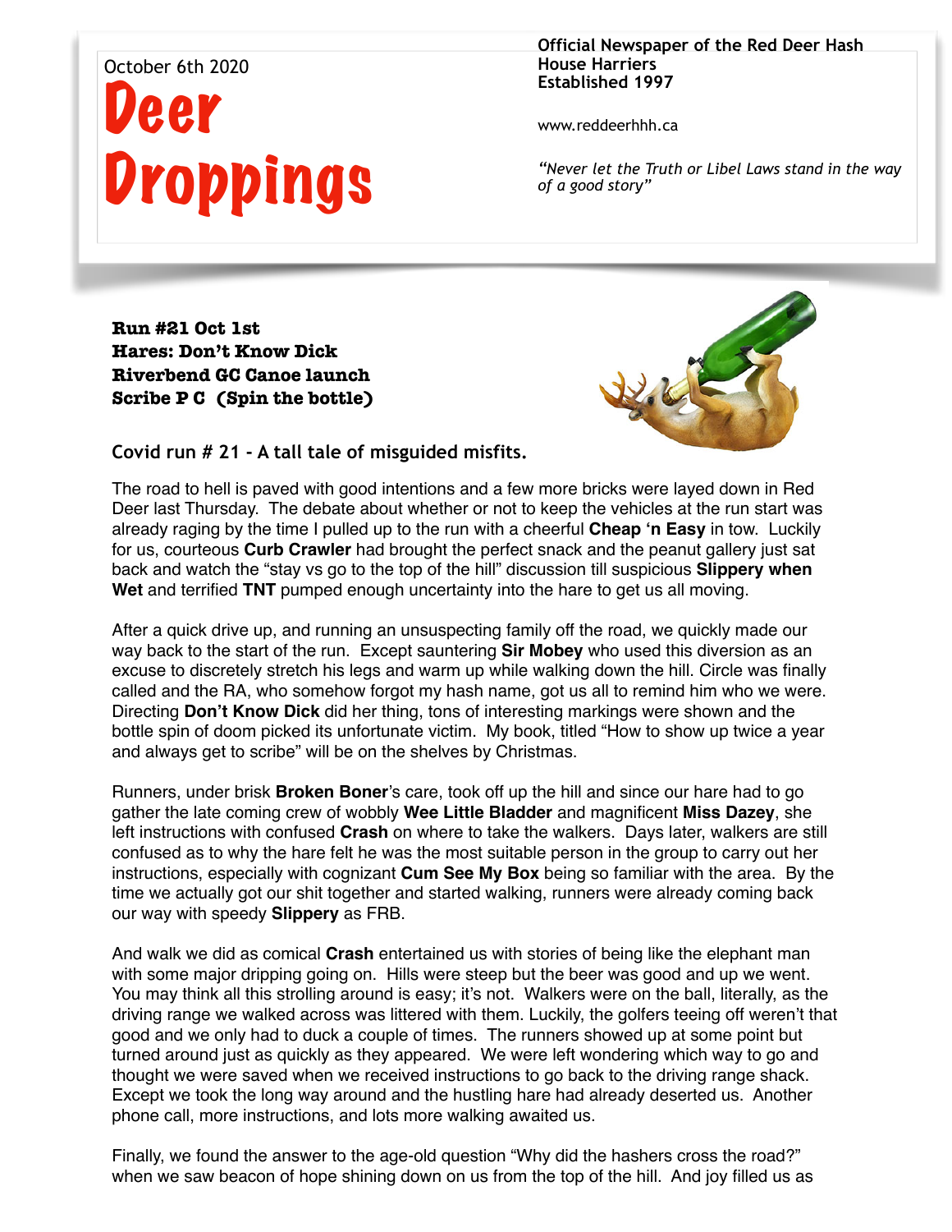October 6th 2020

# Deer Droppings

**Official Newspaper of the Red Deer Hash House Harriers**
**Established 1997**

www.reddeerhhh.ca

*"Never let the Truth or Libel Laws stand in the way of a good story"*

**Run #21 Oct 1st**
**Hares: Don't Know Dick**
**Riverbend GC Canoe launch**
**Scribe P C (Spin the bottle)**

### Covid run # 21 - A tall tale of misguided misfits.

The road to hell is paved with good intentions and a few more bricks were layed down in Red Deer last Thursday. The debate about whether or not to keep the vehicles at the run start was already raging by the time I pulled up to the run with a cheerful **Cheap 'n Easy** in tow. Luckily for us, courteous **Curb Crawler** had brought the perfect snack and the peanut gallery just sat back and watch the "stay vs go to the top of the hill" discussion till suspicious **Slippery when Wet** and terrified **TNT** pumped enough uncertainty into the hare to get us all moving.

After a quick drive up, and running an unsuspecting family off the road, we quickly made our way back to the start of the run. Except sauntering **Sir Mobey** who used this diversion as an excuse to discretely stretch his legs and warm up while walking down the hill. Circle was finally called and the RA, who somehow forgot my hash name, got us all to remind him who we were. Directing **Don't Know Dick** did her thing, tons of interesting markings were shown and the bottle spin of doom picked its unfortunate victim. My book, titled "How to show up twice a year and always get to scribe" will be on the shelves by Christmas.

Runners, under brisk **Broken Boner**'s care, took off up the hill and since our hare had to go gather the late coming crew of wobbly **Wee Little Bladder** and magnificent **Miss Dazey**, she left instructions with confused **Crash** on where to take the walkers. Days later, walkers are still confused as to why the hare felt he was the most suitable person in the group to carry out her instructions, especially with cognizant **Cum See My Box** being so familiar with the area. By the time we actually got our shit together and started walking, runners were already coming back our way with speedy **Slippery** as FRB.

And walk we did as comical **Crash** entertained us with stories of being like the elephant man with some major dripping going on. Hills were steep but the beer was good and up we went. You may think all this strolling around is easy; it's not. Walkers were on the ball, literally, as the driving range we walked across was littered with them. Luckily, the golfers teeing off weren't that good and we only had to duck a couple of times. The runners showed up at some point but turned around just as quickly as they appeared. We were left wondering which way to go and thought we were saved when we received instructions to go back to the driving range shack. Except we took the long way around and the hustling hare had already deserted us. Another phone call, more instructions, and lots more walking awaited us.

Finally, we found the answer to the age-old question "Why did the hashers cross the road?" when we saw beacon of hope shining down on us from the top of the hill. And joy filled us as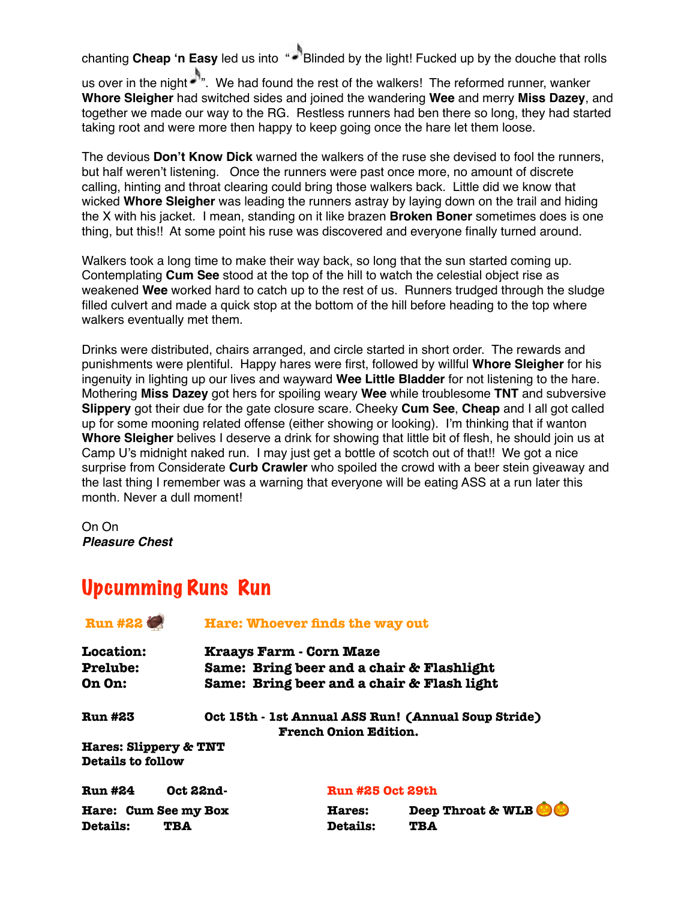chanting **Cheap 'n Easy** led us into "♪Blinded by the light! Fucked up by the douche that rolls us over in the night♪". We had found the rest of the walkers! The reformed runner, wanker **Whore Sleigher** had switched sides and joined the wandering **Wee** and merry **Miss Dazey**, and together we made our way to the RG. Restless runners had ben there so long, they had started taking root and were more then happy to keep going once the hare let them loose.

The devious **Don't Know Dick** warned the walkers of the ruse she devised to fool the runners, but half weren't listening. Once the runners were past once more, no amount of discrete calling, hinting and throat clearing could bring those walkers back. Little did we know that wicked **Whore Sleigher** was leading the runners astray by laying down on the trail and hiding the X with his jacket. I mean, standing on it like brazen **Broken Boner** sometimes does is one thing, but this!! At some point his ruse was discovered and everyone finally turned around.

Walkers took a long time to make their way back, so long that the sun started coming up. Contemplating **Cum See** stood at the top of the hill to watch the celestial object rise as weakened **Wee** worked hard to catch up to the rest of us. Runners trudged through the sludge filled culvert and made a quick stop at the bottom of the hill before heading to the top where walkers eventually met them.

Drinks were distributed, chairs arranged, and circle started in short order. The rewards and punishments were plentiful. Happy hares were first, followed by willful **Whore Sleigher** for his ingenuity in lighting up our lives and wayward **Wee Little Bladder** for not listening to the hare. Mothering **Miss Dazey** got hers for spoiling weary **Wee** while troublesome **TNT** and subversive **Slippery** got their due for the gate closure scare. Cheeky **Cum See**, **Cheap** and I all got called up for some mooning related offense (either showing or looking). I'm thinking that if wanton **Whore Sleigher** belives I deserve a drink for showing that little bit of flesh, he should join us at Camp U's midnight naked run. I may just get a bottle of scotch out of that!! We got a nice surprise from Considerate **Curb Crawler** who spoiled the crowd with a beer stein giveaway and the last thing I remember was a warning that everyone will be eating ASS at a run later this month. Never a dull moment!

On On
***Pleasure Chest***

# Upcumming Runs Run

**Run #22** 🦃 **Hare: Whoever finds the way out**

| | |
|---|---|
| **Location:** | **Kraays Farm - Corn Maze** |
| **Prelube:** | **Same: Bring beer and a chair & Flashlight** |
| **On On:** | **Same: Bring beer and a chair & Flash light** |

**Run #23** **Oct 15th - 1st Annual ASS Run! (Annual Soup Stride)**
**French Onion Edition.**

**Hares: Slippery & TNT**
**Details to follow**

**Run #24** **Oct 22nd-**
**Hare: Cum See my Box**
**Details: TBA**

**Run #25 Oct 29th**
**Hares: Deep Throat & WLB** 🎃🎃
**Details: TBA**